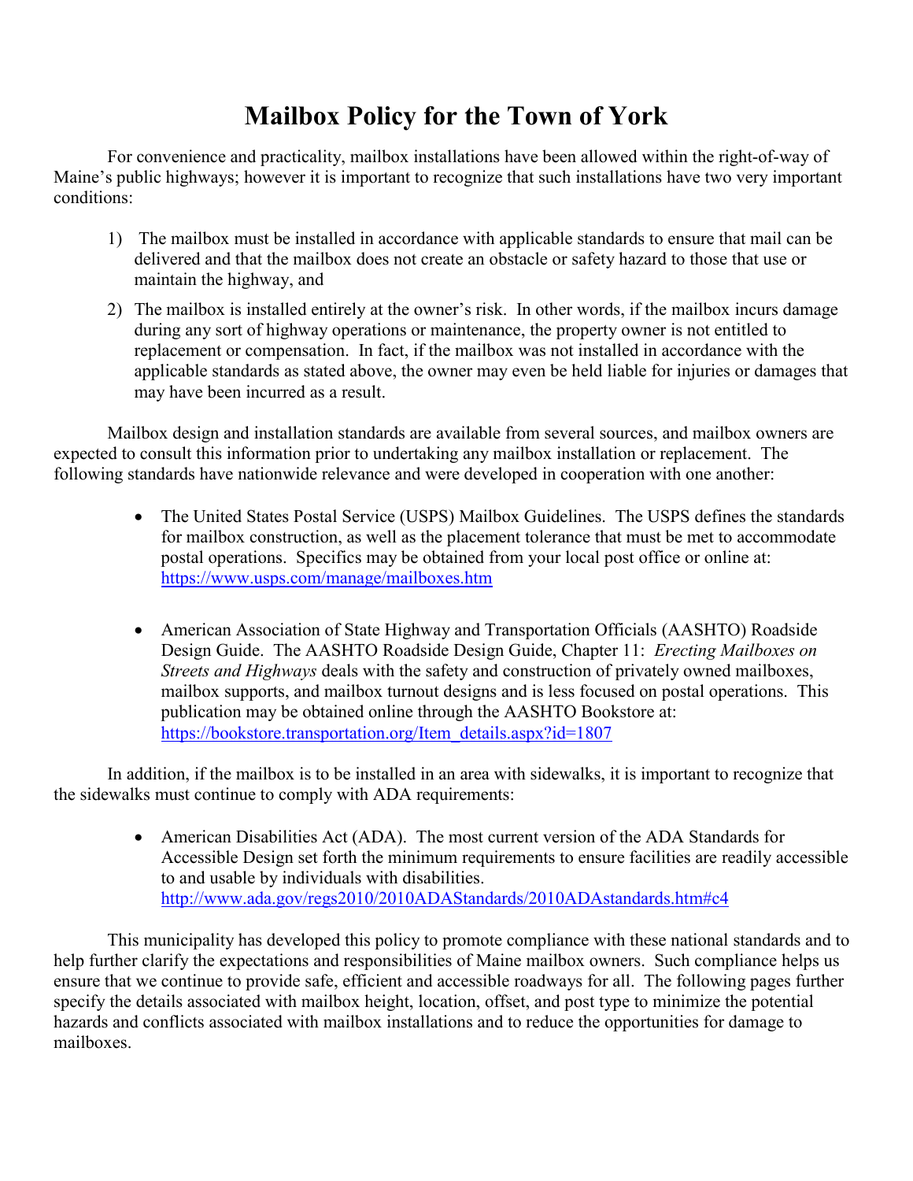# Mailbox Policy for the Town of York

For convenience and practicality, mailbox installations have been allowed within the right-of-way of Maine's public highways; however it is important to recognize that such installations have two very important conditions:

1) The mailbox must be installed in accordance with applicable standards to ensure that mail can be delivered and that the mailbox does not create an obstacle or safety hazard to those that use or maintain the highway, and
2) The mailbox is installed entirely at the owner's risk. In other words, if the mailbox incurs damage during any sort of highway operations or maintenance, the property owner is not entitled to replacement or compensation. In fact, if the mailbox was not installed in accordance with the applicable standards as stated above, the owner may even be held liable for injuries or damages that may have been incurred as a result.

Mailbox design and installation standards are available from several sources, and mailbox owners are expected to consult this information prior to undertaking any mailbox installation or replacement. The following standards have nationwide relevance and were developed in cooperation with one another:

- The United States Postal Service (USPS) Mailbox Guidelines. The USPS defines the standards for mailbox construction, as well as the placement tolerance that must be met to accommodate postal operations. Specifics may be obtained from your local post office or online at: [https://www.usps.com/manage/mailboxes.htm](https://www.usps.com/manage/mailboxes.htm)

- American Association of State Highway and Transportation Officials (AASHTO) Roadside Design Guide. The AASHTO Roadside Design Guide, Chapter 11: *Erecting Mailboxes on Streets and Highways* deals with the safety and construction of privately owned mailboxes, mailbox supports, and mailbox turnout designs and is less focused on postal operations. This publication may be obtained online through the AASHTO Bookstore at: [https://bookstore.transportation.org/Item_details.aspx?id=1807](https://bookstore.transportation.org/Item_details.aspx?id=1807)

In addition, if the mailbox is to be installed in an area with sidewalks, it is important to recognize that the sidewalks must continue to comply with ADA requirements:

- American Disabilities Act (ADA). The most current version of the ADA Standards for Accessible Design set forth the minimum requirements to ensure facilities are readily accessible to and usable by individuals with disabilities. [http://www.ada.gov/regs2010/2010ADAStandards/2010ADAstandards.htm#c4](http://www.ada.gov/regs2010/2010ADAStandards/2010ADAstandards.htm#c4)

This municipality has developed this policy to promote compliance with these national standards and to help further clarify the expectations and responsibilities of Maine mailbox owners. Such compliance helps us ensure that we continue to provide safe, efficient and accessible roadways for all. The following pages further specify the details associated with mailbox height, location, offset, and post type to minimize the potential hazards and conflicts associated with mailbox installations and to reduce the opportunities for damage to mailboxes.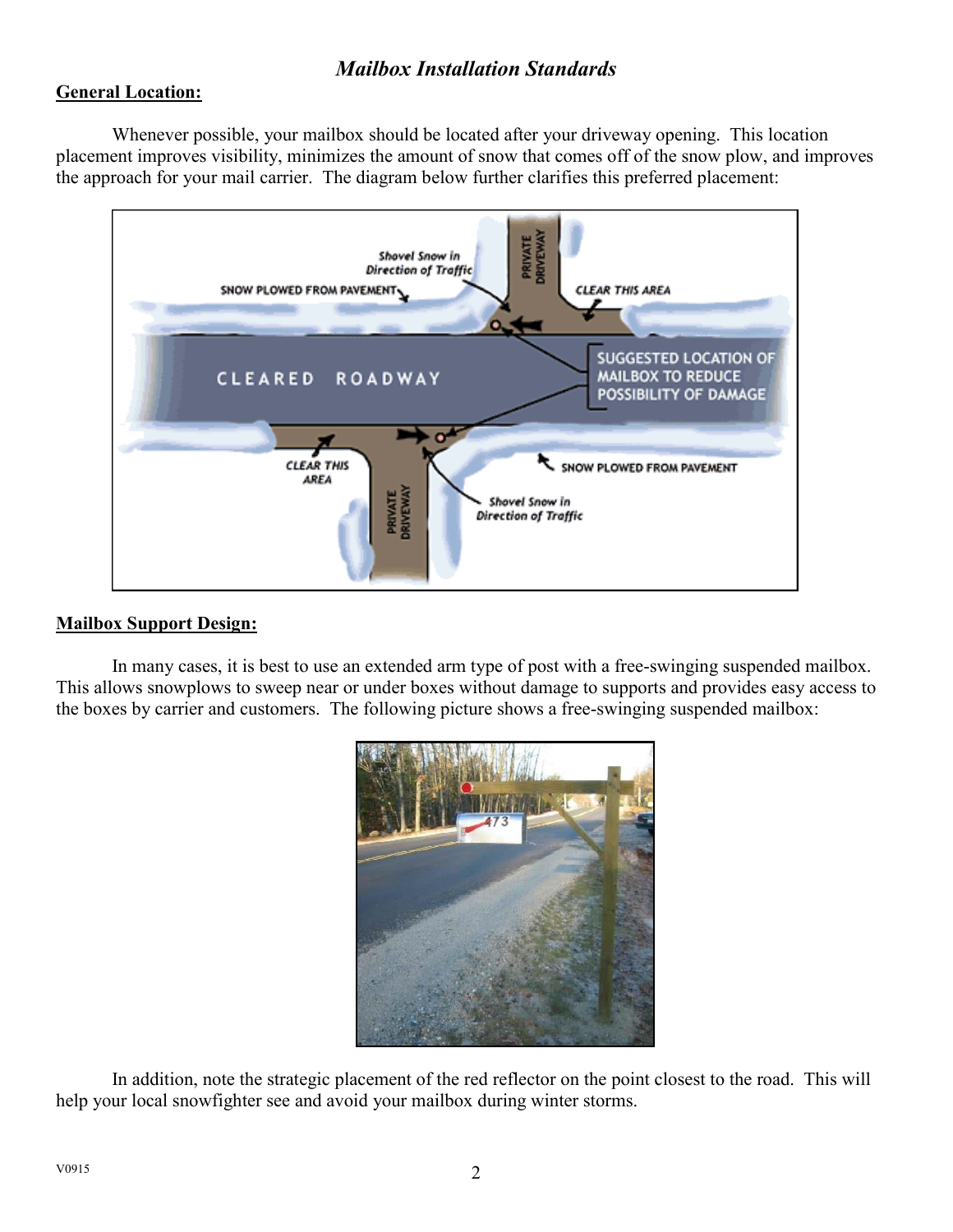# *Mailbox Installation Standards*

## General Location:

Whenever possible, your mailbox should be located after your driveway opening. This location placement improves visibility, minimizes the amount of snow that comes off of the snow plow, and improves the approach for your mail carrier. The diagram below further clarifies this preferred placement:

## Mailbox Support Design:

In many cases, it is best to use an extended arm type of post with a free-swinging suspended mailbox. This allows snowplows to sweep near or under boxes without damage to supports and provides easy access to the boxes by carrier and customers. The following picture shows a free-swinging suspended mailbox:

In addition, note the strategic placement of the red reflector on the point closest to the road. This will help your local snowfighter see and avoid your mailbox during winter storms.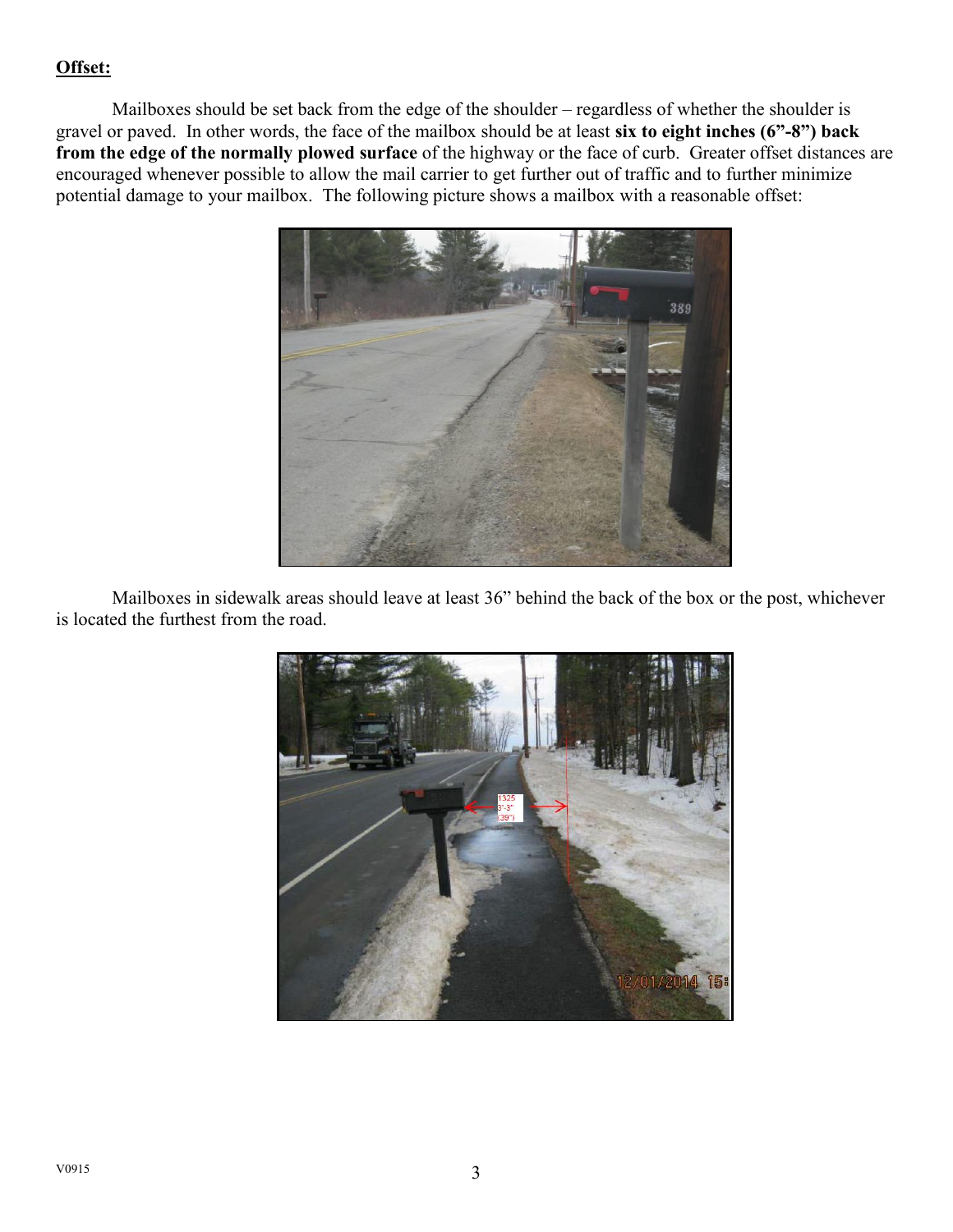**Offset:**

Mailboxes should be set back from the edge of the shoulder – regardless of whether the shoulder is gravel or paved. In other words, the face of the mailbox should be at least **six to eight inches (6"-8") back from the edge of the normally plowed surface** of the highway or the face of curb. Greater offset distances are encouraged whenever possible to allow the mail carrier to get further out of traffic and to further minimize potential damage to your mailbox. The following picture shows a mailbox with a reasonable offset:

Mailboxes in sidewalk areas should leave at least 36" behind the back of the box or the post, whichever is located the furthest from the road.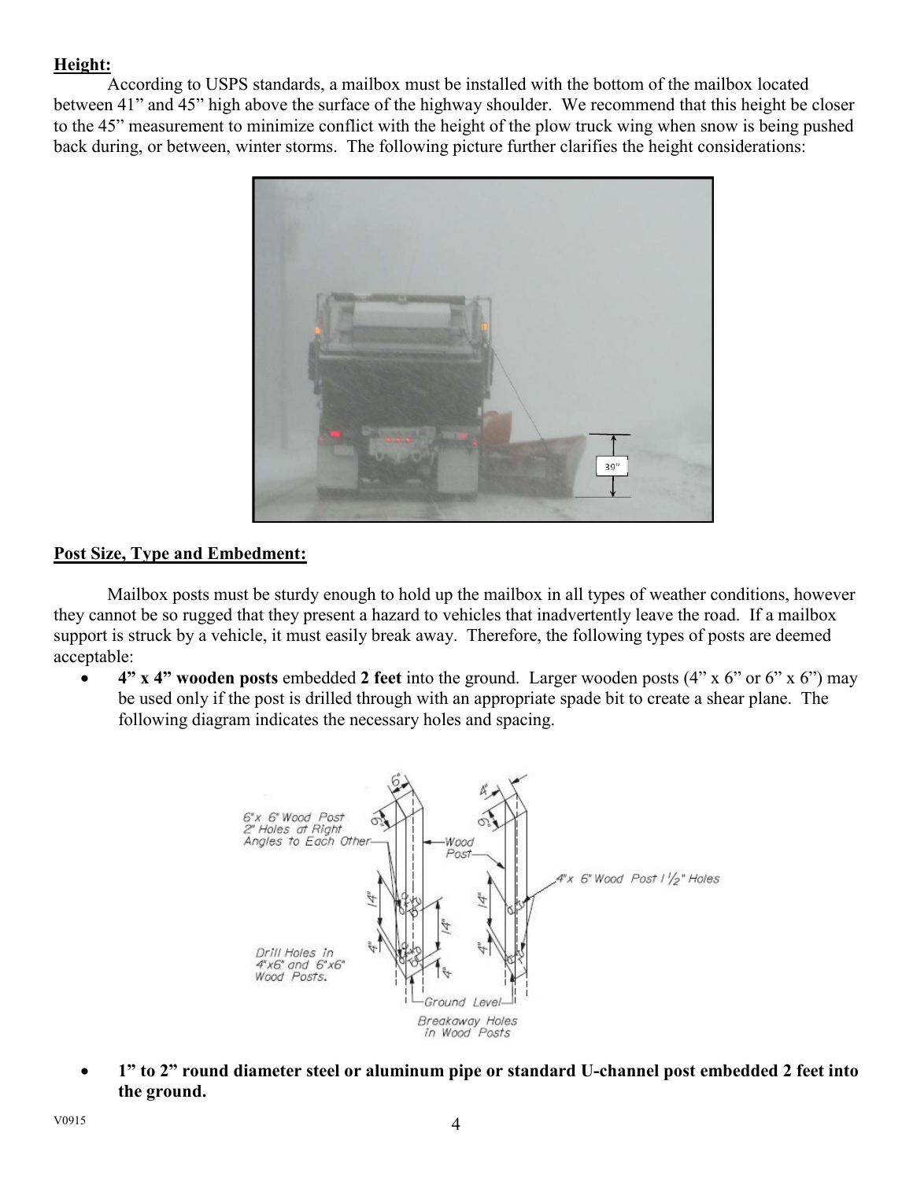**Height:**

According to USPS standards, a mailbox must be installed with the bottom of the mailbox located between 41" and 45" high above the surface of the highway shoulder. We recommend that this height be closer to the 45" measurement to minimize conflict with the height of the plow truck wing when snow is being pushed back during, or between, winter storms. The following picture further clarifies the height considerations:

**Post Size, Type and Embedment:**

Mailbox posts must be sturdy enough to hold up the mailbox in all types of weather conditions, however they cannot be so rugged that they present a hazard to vehicles that inadvertently leave the road. If a mailbox support is struck by a vehicle, it must easily break away. Therefore, the following types of posts are deemed acceptable:

- **4" x 4" wooden posts** embedded **2 feet** into the ground. Larger wooden posts (4" x 6" or 6" x 6") may be used only if the post is drilled through with an appropriate spade bit to create a shear plane. The following diagram indicates the necessary holes and spacing.

- **1" to 2" round diameter steel or aluminum pipe or standard U-channel post embedded 2 feet into the ground.**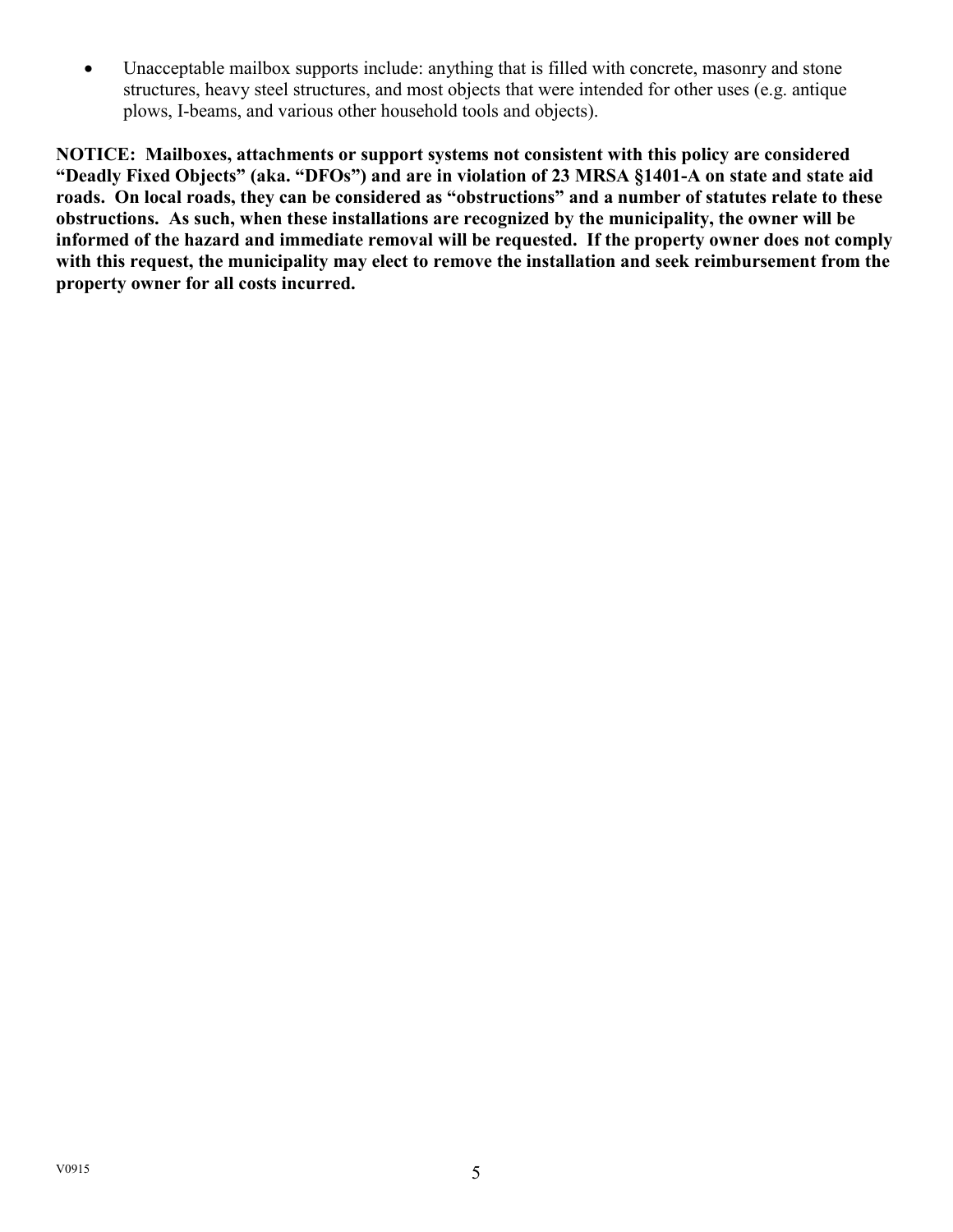- Unacceptable mailbox supports include: anything that is filled with concrete, masonry and stone structures, heavy steel structures, and most objects that were intended for other uses (e.g. antique plows, I-beams, and various other household tools and objects).

**NOTICE: Mailboxes, attachments or support systems not consistent with this policy are considered "Deadly Fixed Objects" (aka. "DFOs") and are in violation of 23 MRSA §1401-A on state and state aid roads. On local roads, they can be considered as "obstructions" and a number of statutes relate to these obstructions. As such, when these installations are recognized by the municipality, the owner will be informed of the hazard and immediate removal will be requested. If the property owner does not comply with this request, the municipality may elect to remove the installation and seek reimbursement from the property owner for all costs incurred.**